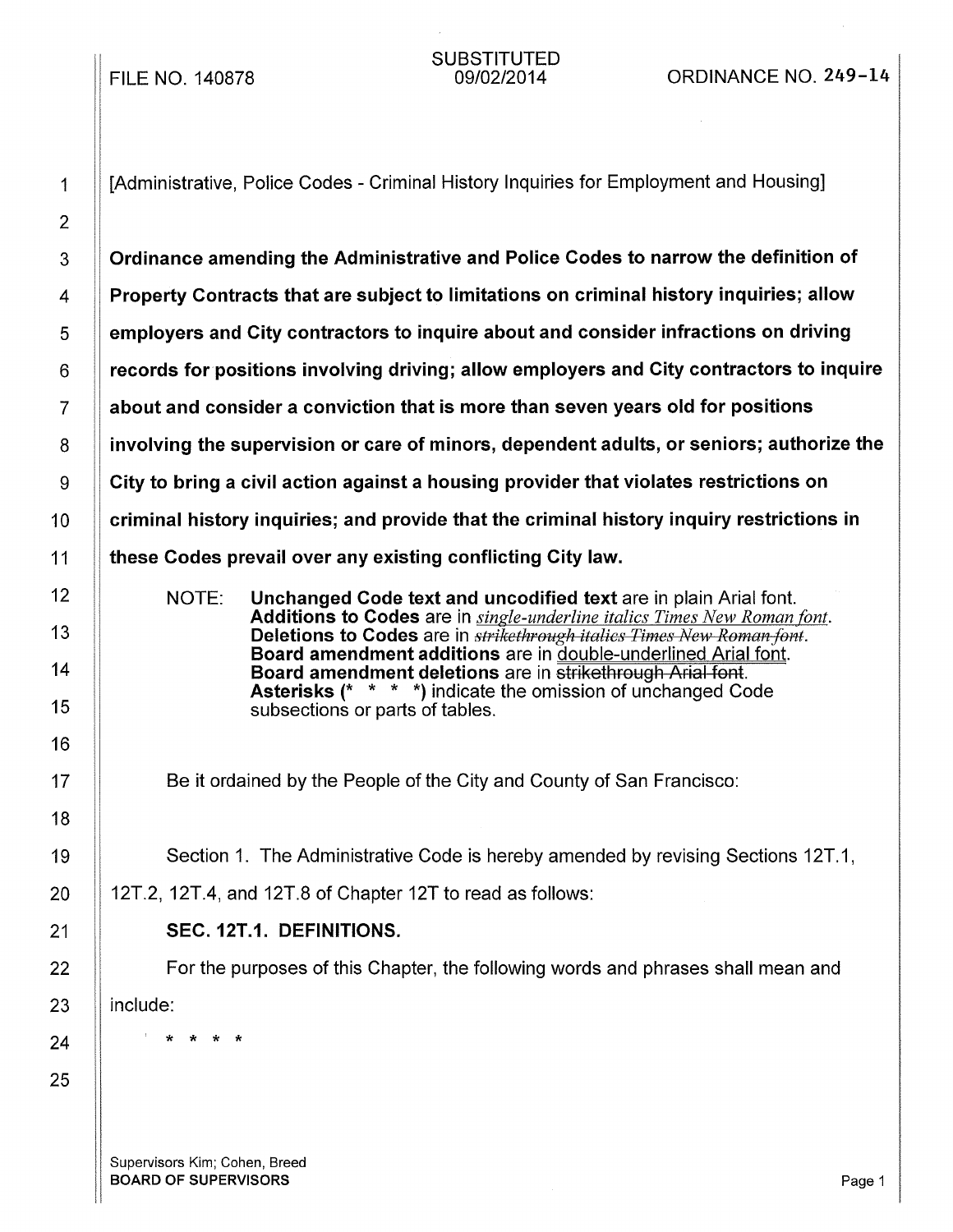FILE NO. 140878

SUBSTITUTED
09/02/2014

ORDINANCE NO. 249-14

[Administrative, Police Codes - Criminal History Inquiries for Employment and Housing]

**Ordinance amending the Administrative and Police Codes to narrow the definition of Property Contracts that are subject to limitations on criminal history inquiries; allow employers and City contractors to inquire about and consider infractions on driving records for positions involving driving; allow employers and City contractors to inquire about and consider a conviction that is more than seven years old for positions involving the supervision or care of minors, dependent adults, or seniors; authorize the City to bring a civil action against a housing provider that violates restrictions on criminal history inquiries; and provide that the criminal history inquiry restrictions in these Codes prevail over any existing conflicting City law.**

NOTE: **Unchanged Code text and uncodified text** are in plain Arial font.
**Additions to Codes** are in *single-underline italics Times New Roman font*.
**Deletions to Codes** are in ~~*strikethrough italics Times New Roman font*~~.
**Board amendment additions** are in double-underlined Arial font.
**Board amendment deletions** are in ~~strikethrough Arial font~~.
**Asterisks (* * * *)** indicate the omission of unchanged Code subsections or parts of tables.

Be it ordained by the People of the City and County of San Francisco:

Section 1. The Administrative Code is hereby amended by revising Sections 12T.1, 12T.2, 12T.4, and 12T.8 of Chapter 12T to read as follows:

**SEC. 12T.1. DEFINITIONS.**

For the purposes of this Chapter, the following words and phrases shall mean and include:

* * * *

Supervisors Kim; Cohen, Breed
**BOARD OF SUPERVISORS**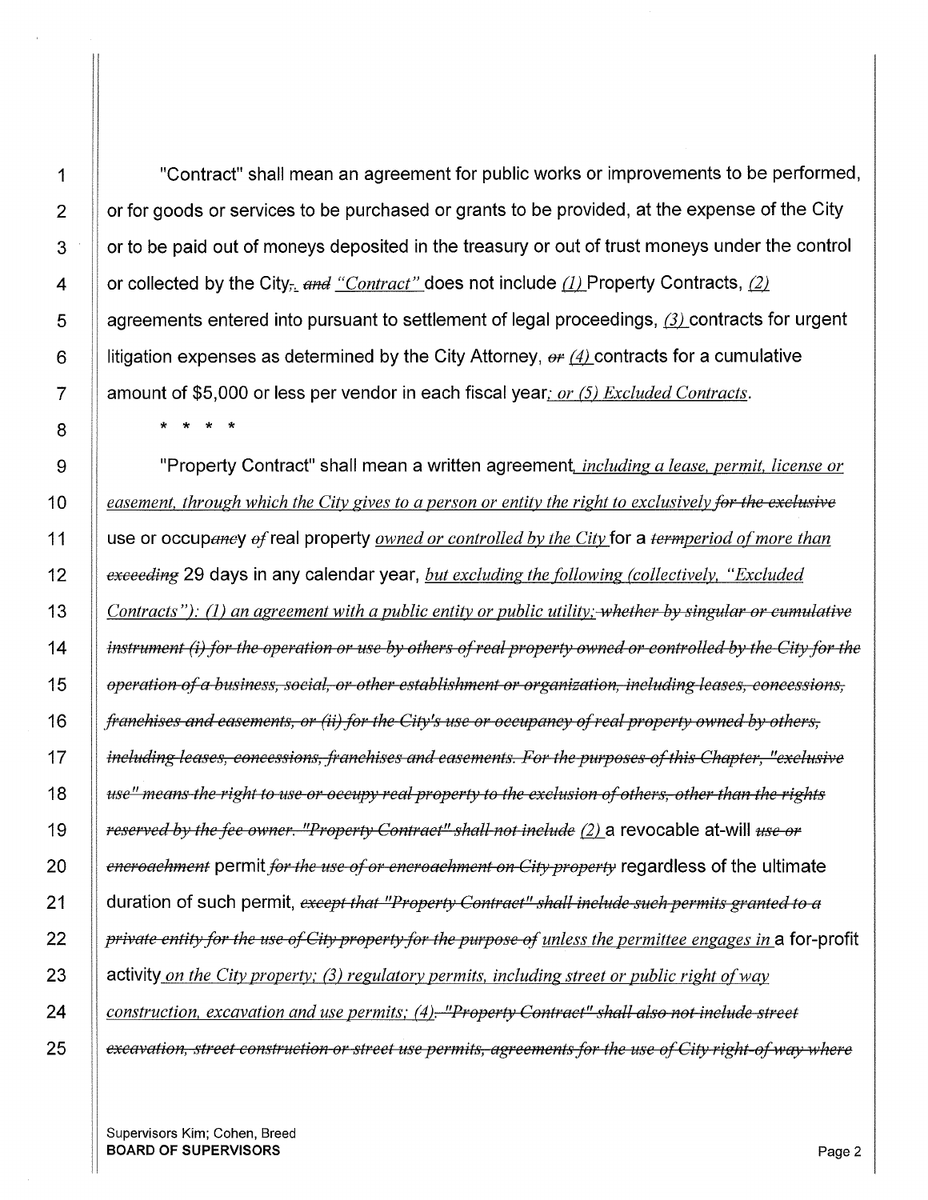"Contract" shall mean an agreement for public works or improvements to be performed, or for goods or services to be purchased or grants to be provided, at the expense of the City or to be paid out of moneys deposited in the treasury or out of trust moneys under the control or collected by the City~~,~~. ~~and~~ *"Contract"* does not include *(1)* Property Contracts, *(2)* agreements entered into pursuant to settlement of legal proceedings, *(3)* contracts for urgent litigation expenses as determined by the City Attorney, ~~or~~ *(4)* contracts for a cumulative amount of $5,000 or less per vendor in each fiscal year*; or (5) Excluded Contracts*.

\* \* \* \*

"Property Contract" shall mean a written agreement*, including a lease, permit, license or easement, through which the City gives to a person or entity the right to exclusively* ~~*for the exclusive*~~ use or occup~~ancy~~ ~~of~~ real property *owned or controlled by the City* for a ~~term~~*period of more than* ~~*exceeding*~~ 29 days in any calendar year, *but excluding the following (collectively, "Excluded Contracts"): (1) an agreement with a public entity or public utility;* ~~*whether by singular or cumulative instrument (i) for the operation or use by others of real property owned or controlled by the City for the operation of a business, social, or other establishment or organization, including leases, concessions, franchises and easements, or (ii) for the City's use or occupancy of real property owned by others, including leases, concessions, franchises and easements. For the purposes of this Chapter, "exclusive use" means the right to use or occupy real property to the exclusion of others, other than the rights reserved by the fee owner. "Property Contract" shall not include*~~ *(2)* a revocable at-will ~~*use or encroachment*~~ permit ~~*for the use of or encroachment on City property*~~ regardless of the ultimate duration of such permit, ~~*except that "Property Contract" shall include such permits granted to a private entity for the use of City property for the purpose of*~~ *unless the permittee engages in* a for-profit activity *on the City property; (3) regulatory permits, including street or public right of way construction, excavation and use permits; (4)* ~~*. "Property Contract" shall also not include street excavation, street construction or street use permits, agreements for the use of City right-of-way where*~~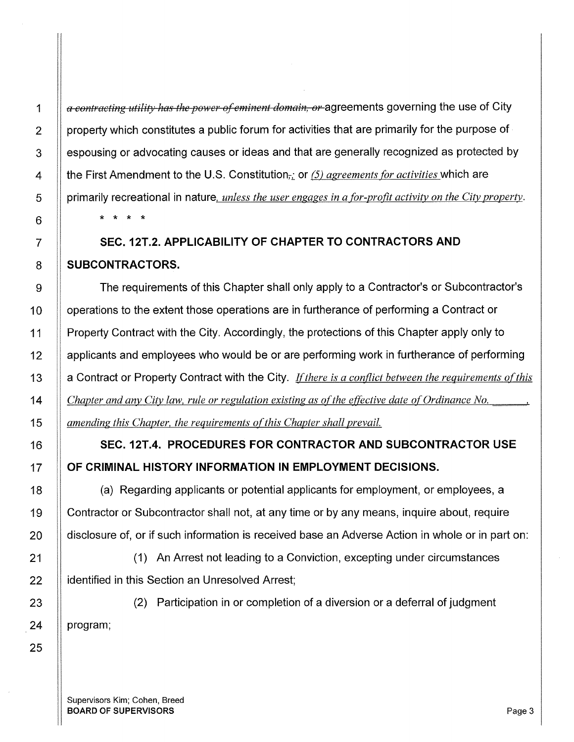~~a contracting utility has the power of eminent domain, or~~ agreements governing the use of City property which constitutes a public forum for activities that are primarily for the purpose of espousing or advocating causes or ideas and that are generally recognized as protected by the First Amendment to the U.S. Constitution~~,~~; or *(5) agreements for activities* which are primarily recreational in nature*, unless the user engages in a for-profit activity on the City property.*

\* \* \* \*

**SEC. 12T.2. APPLICABILITY OF CHAPTER TO CONTRACTORS AND SUBCONTRACTORS.**

The requirements of this Chapter shall only apply to a Contractor's or Subcontractor's operations to the extent those operations are in furtherance of performing a Contract or Property Contract with the City. Accordingly, the protections of this Chapter apply only to applicants and employees who would be or are performing work in furtherance of performing a Contract or Property Contract with the City. *If there is a conflict between the requirements of this Chapter and any City law, rule or regulation existing as of the effective date of Ordinance No. \_\_\_\_\_\_, amending this Chapter, the requirements of this Chapter shall prevail.*

**SEC. 12T.4. PROCEDURES FOR CONTRACTOR AND SUBCONTRACTOR USE OF CRIMINAL HISTORY INFORMATION IN EMPLOYMENT DECISIONS.**

(a) Regarding applicants or potential applicants for employment, or employees, a Contractor or Subcontractor shall not, at any time or by any means, inquire about, require disclosure of, or if such information is received base an Adverse Action in whole or in part on:

(1) An Arrest not leading to a Conviction, excepting under circumstances identified in this Section an Unresolved Arrest;

(2) Participation in or completion of a diversion or a deferral of judgment program;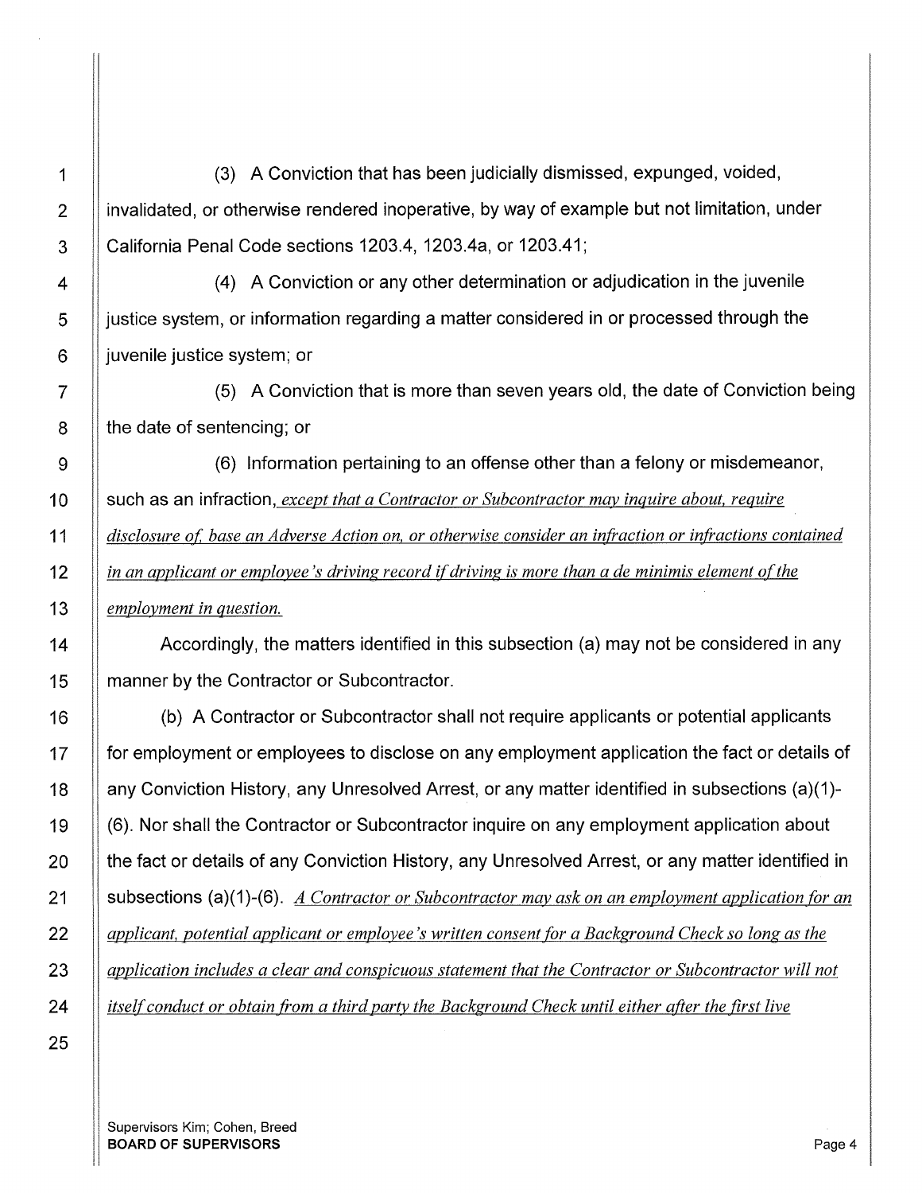(3) A Conviction that has been judicially dismissed, expunged, voided, invalidated, or otherwise rendered inoperative, by way of example but not limitation, under California Penal Code sections 1203.4, 1203.4a, or 1203.41;

(4) A Conviction or any other determination or adjudication in the juvenile justice system, or information regarding a matter considered in or processed through the juvenile justice system; or

(5) A Conviction that is more than seven years old, the date of Conviction being the date of sentencing; or

(6) Information pertaining to an offense other than a felony or misdemeanor, such as an infraction, *except that a Contractor or Subcontractor may inquire about, require disclosure of, base an Adverse Action on, or otherwise consider an infraction or infractions contained in an applicant or employee's driving record if driving is more than a de minimis element of the employment in question.*

Accordingly, the matters identified in this subsection (a) may not be considered in any manner by the Contractor or Subcontractor.

(b) A Contractor or Subcontractor shall not require applicants or potential applicants for employment or employees to disclose on any employment application the fact or details of any Conviction History, any Unresolved Arrest, or any matter identified in subsections (a)(1)-(6). Nor shall the Contractor or Subcontractor inquire on any employment application about the fact or details of any Conviction History, any Unresolved Arrest, or any matter identified in subsections (a)(1)-(6). *A Contractor or Subcontractor may ask on an employment application for an applicant, potential applicant or employee's written consent for a Background Check so long as the application includes a clear and conspicuous statement that the Contractor or Subcontractor will not itself conduct or obtain from a third party the Background Check until either after the first live*

Supervisors Kim; Cohen, Breed
**BOARD OF SUPERVISORS**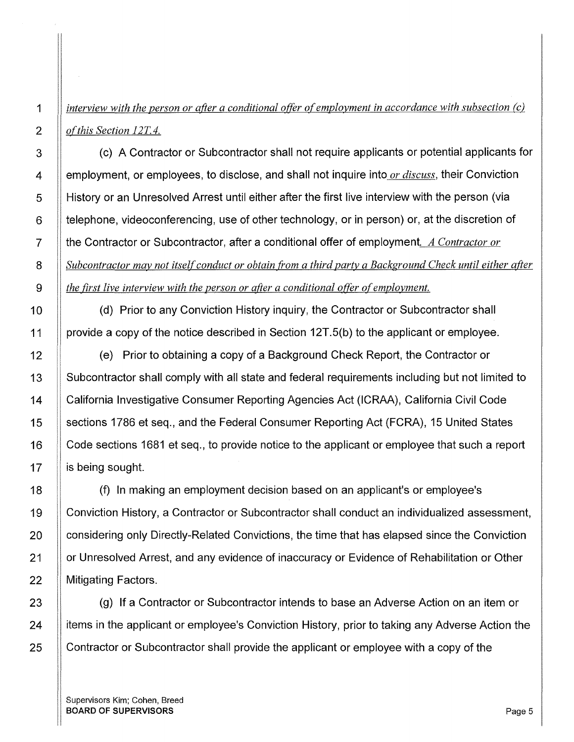*interview with the person or after a conditional offer of employment in accordance with subsection (c) of this Section 12T.4.*

(c) A Contractor or Subcontractor shall not require applicants or potential applicants for employment, or employees, to disclose, and shall not inquire into *or discuss*, their Conviction History or an Unresolved Arrest until either after the first live interview with the person (via telephone, videoconferencing, use of other technology, or in person) or, at the discretion of the Contractor or Subcontractor, after a conditional offer of employment. *A Contractor or Subcontractor may not itself conduct or obtain from a third party a Background Check until either after the first live interview with the person or after a conditional offer of employment.*

(d) Prior to any Conviction History inquiry, the Contractor or Subcontractor shall provide a copy of the notice described in Section 12T.5(b) to the applicant or employee.

(e) Prior to obtaining a copy of a Background Check Report, the Contractor or Subcontractor shall comply with all state and federal requirements including but not limited to California Investigative Consumer Reporting Agencies Act (ICRAA), California Civil Code sections 1786 et seq., and the Federal Consumer Reporting Act (FCRA), 15 United States Code sections 1681 et seq., to provide notice to the applicant or employee that such a report is being sought.

(f) In making an employment decision based on an applicant's or employee's Conviction History, a Contractor or Subcontractor shall conduct an individualized assessment, considering only Directly-Related Convictions, the time that has elapsed since the Conviction or Unresolved Arrest, and any evidence of inaccuracy or Evidence of Rehabilitation or Other Mitigating Factors.

(g) If a Contractor or Subcontractor intends to base an Adverse Action on an item or items in the applicant or employee's Conviction History, prior to taking any Adverse Action the Contractor or Subcontractor shall provide the applicant or employee with a copy of the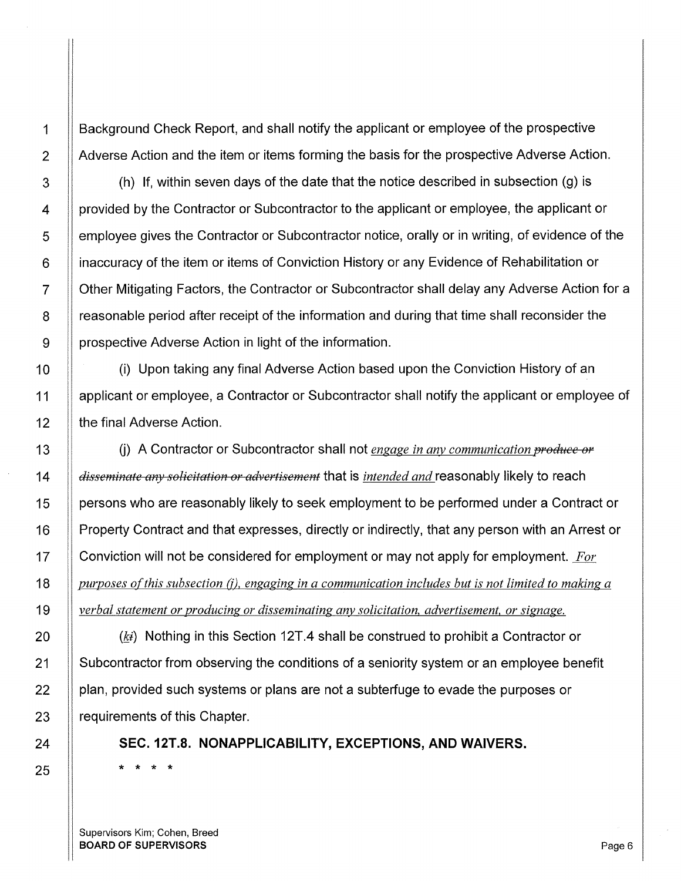Background Check Report, and shall notify the applicant or employee of the prospective Adverse Action and the item or items forming the basis for the prospective Adverse Action.

(h) If, within seven days of the date that the notice described in subsection (g) is provided by the Contractor or Subcontractor to the applicant or employee, the applicant or employee gives the Contractor or Subcontractor notice, orally or in writing, of evidence of the inaccuracy of the item or items of Conviction History or any Evidence of Rehabilitation or Other Mitigating Factors, the Contractor or Subcontractor shall delay any Adverse Action for a reasonable period after receipt of the information and during that time shall reconsider the prospective Adverse Action in light of the information.

(i) Upon taking any final Adverse Action based upon the Conviction History of an applicant or employee, a Contractor or Subcontractor shall notify the applicant or employee of the final Adverse Action.

(j) A Contractor or Subcontractor shall not *engage in any communication* ~~*produce or disseminate any solicitation or advertisement*~~ that is *intended and* reasonably likely to reach persons who are reasonably likely to seek employment to be performed under a Contract or Property Contract and that expresses, directly or indirectly, that any person with an Arrest or Conviction will not be considered for employment or may not apply for employment. *For purposes of this subsection (j), engaging in a communication includes but is not limited to making a verbal statement or producing or disseminating any solicitation, advertisement, or signage.*

(*k*~~i~~) Nothing in this Section 12T.4 shall be construed to prohibit a Contractor or Subcontractor from observing the conditions of a seniority system or an employee benefit plan, provided such systems or plans are not a subterfuge to evade the purposes or requirements of this Chapter.

**SEC. 12T.8. NONAPPLICABILITY, EXCEPTIONS, AND WAIVERS.**

\* \* \* \*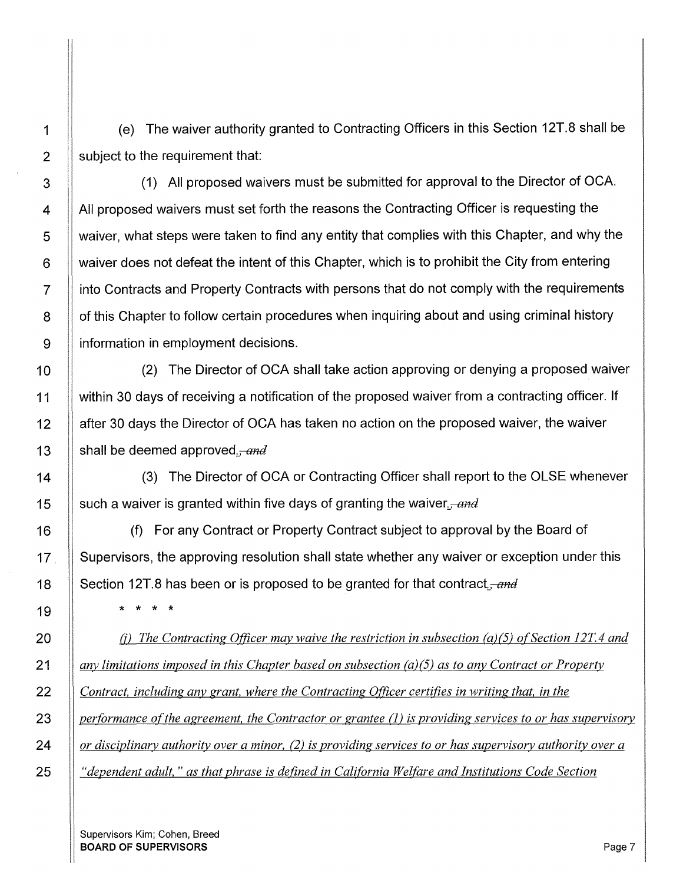(e) The waiver authority granted to Contracting Officers in this Section 12T.8 shall be subject to the requirement that:

(1) All proposed waivers must be submitted for approval to the Director of OCA. All proposed waivers must set forth the reasons the Contracting Officer is requesting the waiver, what steps were taken to find any entity that complies with this Chapter, and why the waiver does not defeat the intent of this Chapter, which is to prohibit the City from entering into Contracts and Property Contracts with persons that do not comply with the requirements of this Chapter to follow certain procedures when inquiring about and using criminal history information in employment decisions.

(2) The Director of OCA shall take action approving or denying a proposed waiver within 30 days of receiving a notification of the proposed waiver from a contracting officer. If after 30 days the Director of OCA has taken no action on the proposed waiver, the waiver shall be deemed approved.~~; and~~

(3) The Director of OCA or Contracting Officer shall report to the OLSE whenever such a waiver is granted within five days of granting the waiver.~~; and~~

(f) For any Contract or Property Contract subject to approval by the Board of Supervisors, the approving resolution shall state whether any waiver or exception under this Section 12T.8 has been or is proposed to be granted for that contract.~~; and~~

\* \* \* \*

*(j) The Contracting Officer may waive the restriction in subsection (a)(5) of Section 12T.4 and any limitations imposed in this Chapter based on subsection (a)(5) as to any Contract or Property Contract, including any grant, where the Contracting Officer certifies in writing that, in the performance of the agreement, the Contractor or grantee (1) is providing services to or has supervisory or disciplinary authority over a minor, (2) is providing services to or has supervisory authority over a "dependent adult," as that phrase is defined in California Welfare and Institutions Code Section*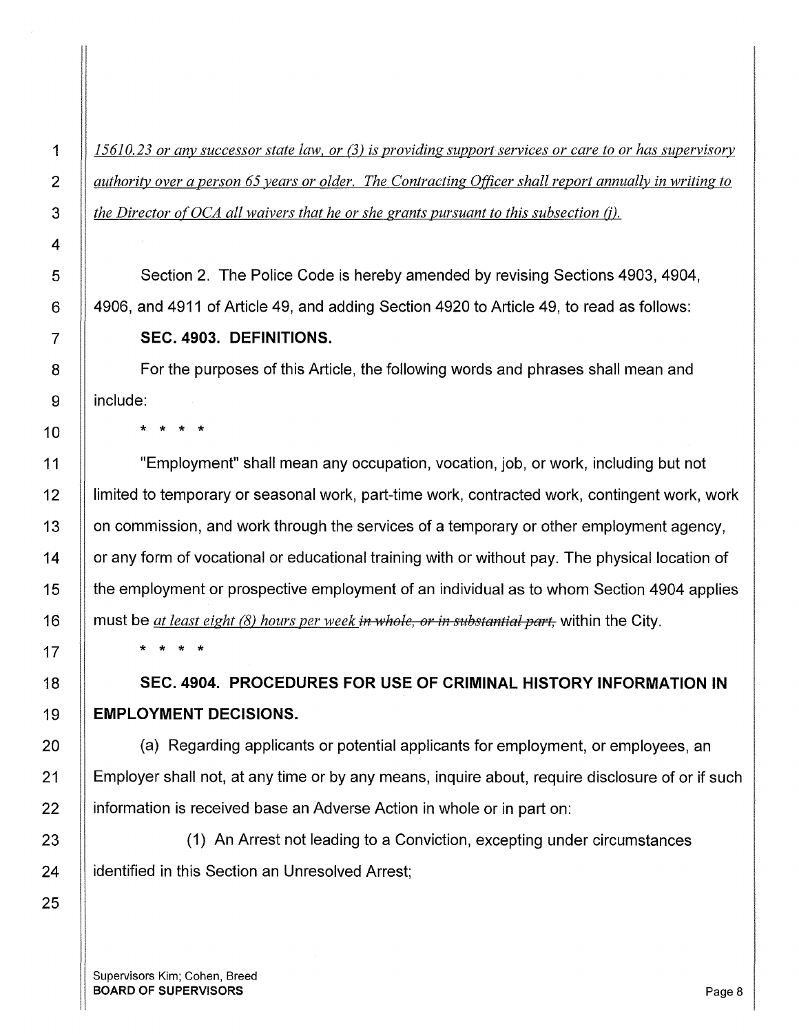*15610.23 or any successor state law, or (3) is providing support services or care to or has supervisory authority over a person 65 years or older. The Contracting Officer shall report annually in writing to the Director of OCA all waivers that he or she grants pursuant to this subsection (j).*

Section 2. The Police Code is hereby amended by revising Sections 4903, 4904, 4906, and 4911 of Article 49, and adding Section 4920 to Article 49, to read as follows:

**SEC. 4903. DEFINITIONS.**

For the purposes of this Article, the following words and phrases shall mean and include:

\* \* \* \*

"Employment" shall mean any occupation, vocation, job, or work, including but not limited to temporary or seasonal work, part-time work, contracted work, contingent work, work on commission, and work through the services of a temporary or other employment agency, or any form of vocational or educational training with or without pay. The physical location of the employment or prospective employment of an individual as to whom Section 4904 applies must be *at least eight (8) hours per week* ~~*in whole, or in substantial part,*~~ within the City.

\* \* \* \*

**SEC. 4904. PROCEDURES FOR USE OF CRIMINAL HISTORY INFORMATION IN EMPLOYMENT DECISIONS.**

(a) Regarding applicants or potential applicants for employment, or employees, an Employer shall not, at any time or by any means, inquire about, require disclosure of or if such information is received base an Adverse Action in whole or in part on:

(1) An Arrest not leading to a Conviction, excepting under circumstances identified in this Section an Unresolved Arrest;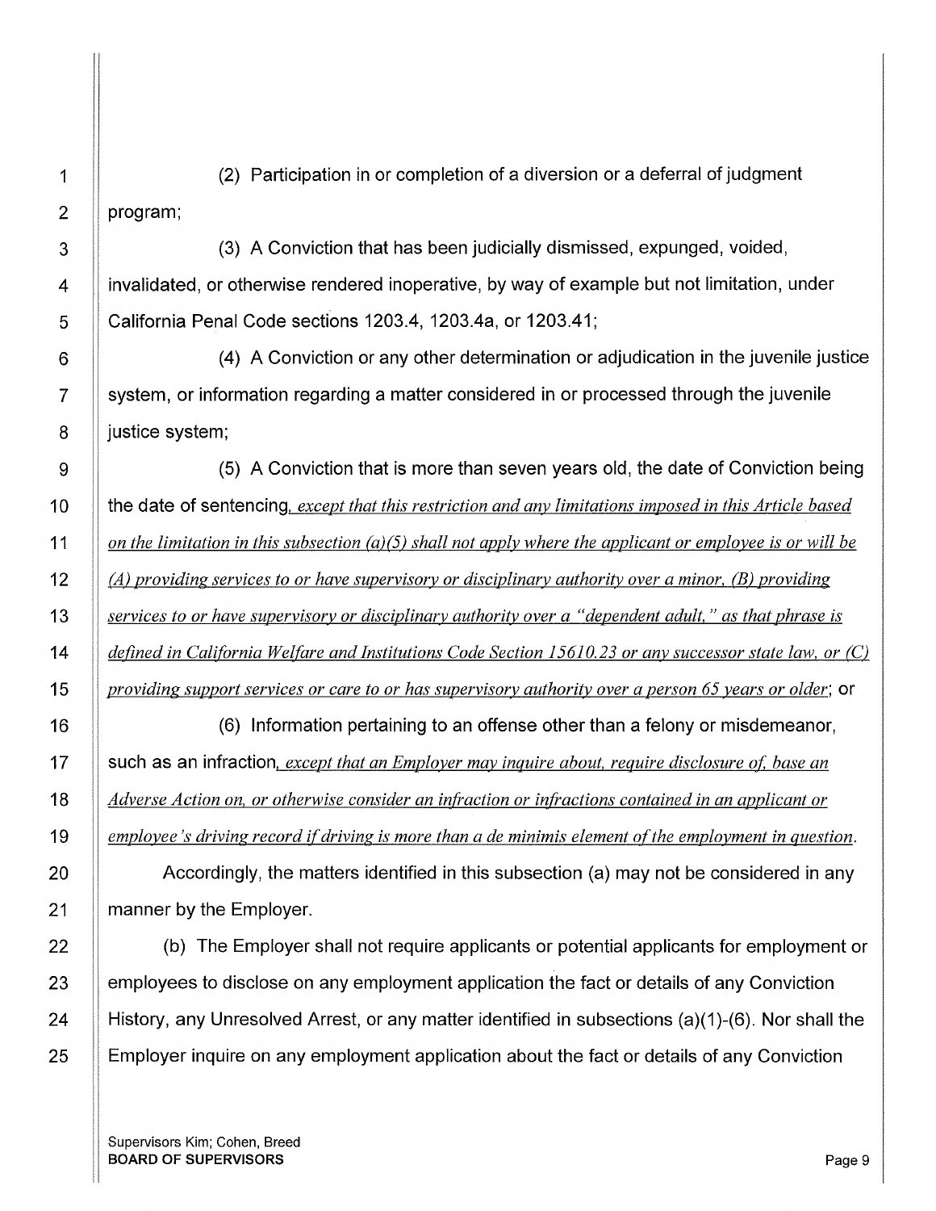(2) Participation in or completion of a diversion or a deferral of judgment program;

(3) A Conviction that has been judicially dismissed, expunged, voided, invalidated, or otherwise rendered inoperative, by way of example but not limitation, under California Penal Code sections 1203.4, 1203.4a, or 1203.41;

(4) A Conviction or any other determination or adjudication in the juvenile justice system, or information regarding a matter considered in or processed through the juvenile justice system;

(5) A Conviction that is more than seven years old, the date of Conviction being the date of sentencing*, except that this restriction and any limitations imposed in this Article based on the limitation in this subsection (a)(5) shall not apply where the applicant or employee is or will be (A) providing services to or have supervisory or disciplinary authority over a minor, (B) providing services to or have supervisory or disciplinary authority over a "dependent adult," as that phrase is defined in California Welfare and Institutions Code Section 15610.23 or any successor state law, or (C) providing support services or care to or has supervisory authority over a person 65 years or older*; or

(6) Information pertaining to an offense other than a felony or misdemeanor, such as an infraction*, except that an Employer may inquire about, require disclosure of, base an Adverse Action on, or otherwise consider an infraction or infractions contained in an applicant or employee's driving record if driving is more than a de minimis element of the employment in question*.

Accordingly, the matters identified in this subsection (a) may not be considered in any manner by the Employer.

(b) The Employer shall not require applicants or potential applicants for employment or employees to disclose on any employment application the fact or details of any Conviction History, any Unresolved Arrest, or any matter identified in subsections (a)(1)-(6). Nor shall the Employer inquire on any employment application about the fact or details of any Conviction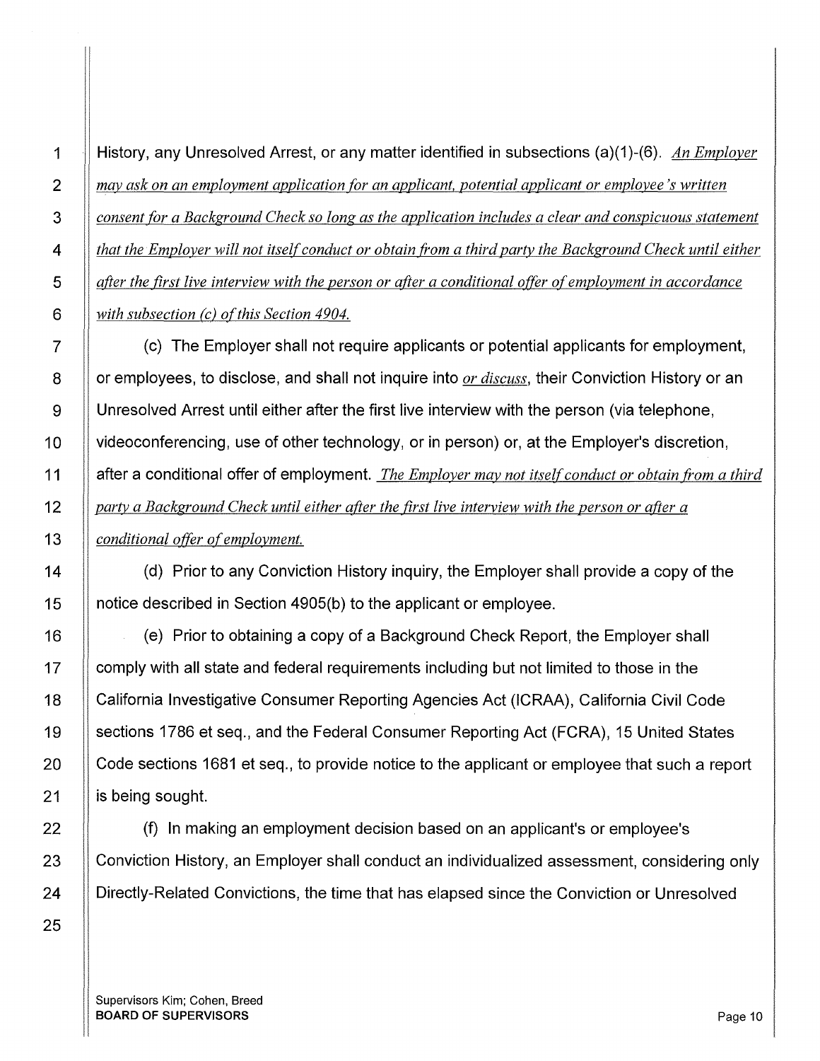History, any Unresolved Arrest, or any matter identified in subsections (a)(1)-(6). *An Employer may ask on an employment application for an applicant, potential applicant or employee's written consent for a Background Check so long as the application includes a clear and conspicuous statement that the Employer will not itself conduct or obtain from a third party the Background Check until either after the first live interview with the person or after a conditional offer of employment in accordance with subsection (c) of this Section 4904.*

(c) The Employer shall not require applicants or potential applicants for employment, or employees, to disclose, and shall not inquire into *or discuss*, their Conviction History or an Unresolved Arrest until either after the first live interview with the person (via telephone, videoconferencing, use of other technology, or in person) or, at the Employer's discretion, after a conditional offer of employment. *The Employer may not itself conduct or obtain from a third party a Background Check until either after the first live interview with the person or after a conditional offer of employment.*

(d) Prior to any Conviction History inquiry, the Employer shall provide a copy of the notice described in Section 4905(b) to the applicant or employee.

(e) Prior to obtaining a copy of a Background Check Report, the Employer shall comply with all state and federal requirements including but not limited to those in the California Investigative Consumer Reporting Agencies Act (ICRAA), California Civil Code sections 1786 et seq., and the Federal Consumer Reporting Act (FCRA), 15 United States Code sections 1681 et seq., to provide notice to the applicant or employee that such a report is being sought.

(f) In making an employment decision based on an applicant's or employee's Conviction History, an Employer shall conduct an individualized assessment, considering only Directly-Related Convictions, the time that has elapsed since the Conviction or Unresolved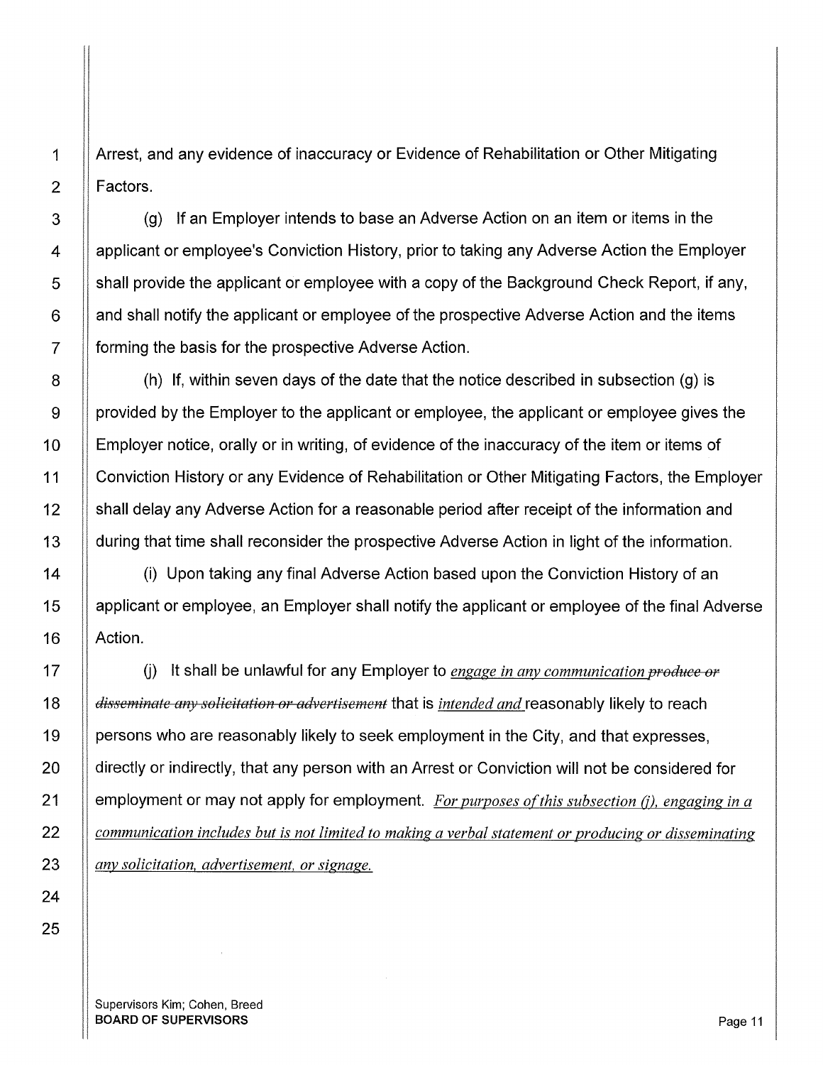Arrest, and any evidence of inaccuracy or Evidence of Rehabilitation or Other Mitigating Factors.

(g) If an Employer intends to base an Adverse Action on an item or items in the applicant or employee's Conviction History, prior to taking any Adverse Action the Employer shall provide the applicant or employee with a copy of the Background Check Report, if any, and shall notify the applicant or employee of the prospective Adverse Action and the items forming the basis for the prospective Adverse Action.

(h) If, within seven days of the date that the notice described in subsection (g) is provided by the Employer to the applicant or employee, the applicant or employee gives the Employer notice, orally or in writing, of evidence of the inaccuracy of the item or items of Conviction History or any Evidence of Rehabilitation or Other Mitigating Factors, the Employer shall delay any Adverse Action for a reasonable period after receipt of the information and during that time shall reconsider the prospective Adverse Action in light of the information.

(i) Upon taking any final Adverse Action based upon the Conviction History of an applicant or employee, an Employer shall notify the applicant or employee of the final Adverse Action.

(j) It shall be unlawful for any Employer to <u>*engage in any communication*</u> ~~*produce or disseminate any solicitation or advertisement*~~ that is <u>*intended and*</u> reasonably likely to reach persons who are reasonably likely to seek employment in the City, and that expresses, directly or indirectly, that any person with an Arrest or Conviction will not be considered for employment or may not apply for employment. <u>*For purposes of this subsection (j), engaging in a communication includes but is not limited to making a verbal statement or producing or disseminating any solicitation, advertisement, or signage.*</u>

Supervisors Kim; Cohen, Breed
**BOARD OF SUPERVISORS**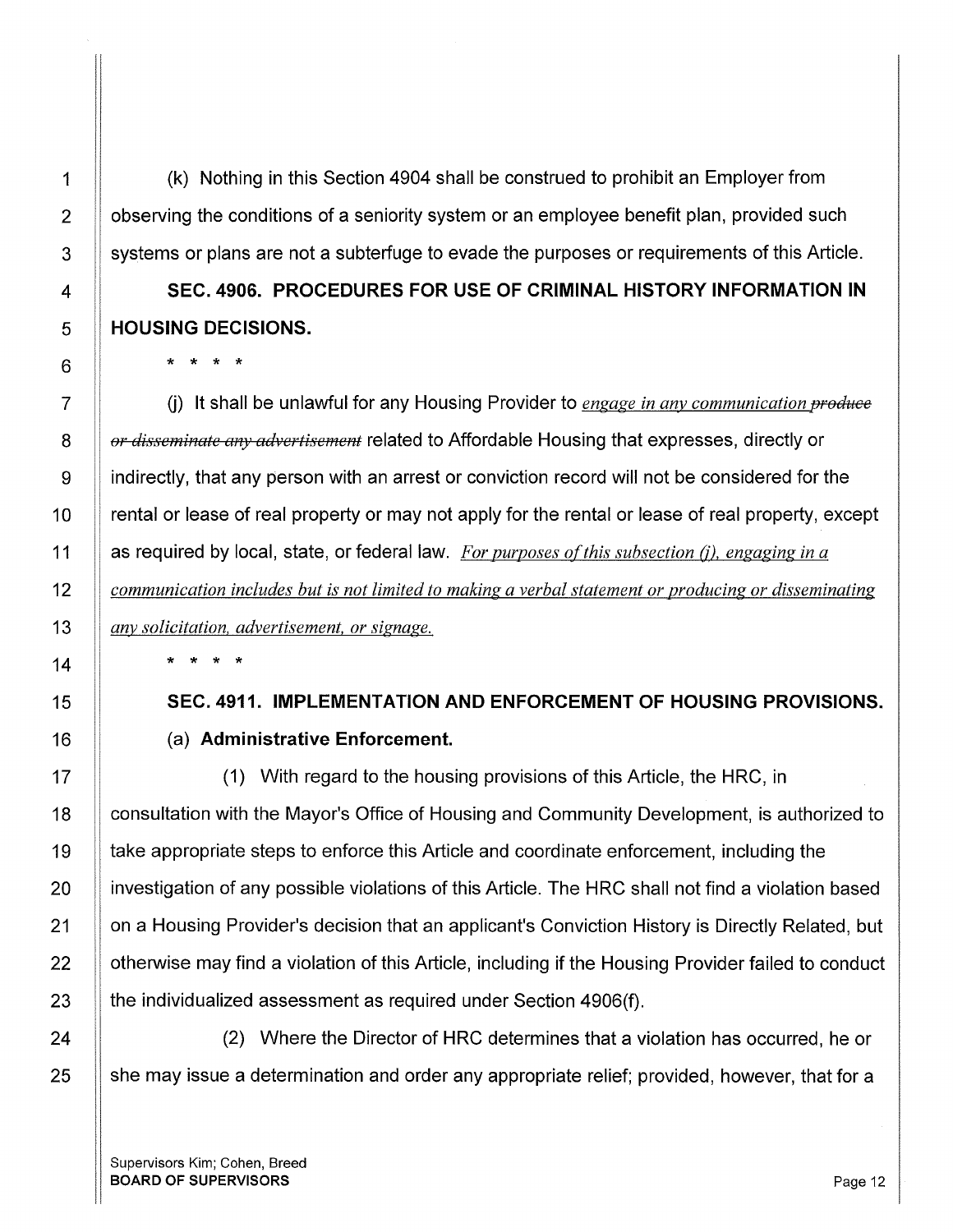(k) Nothing in this Section 4904 shall be construed to prohibit an Employer from observing the conditions of a seniority system or an employee benefit plan, provided such systems or plans are not a subterfuge to evade the purposes or requirements of this Article.

**SEC. 4906. PROCEDURES FOR USE OF CRIMINAL HISTORY INFORMATION IN HOUSING DECISIONS.**

\* \* \* \*

(j) It shall be unlawful for any Housing Provider to *engage in any communication* ~~produce or disseminate any advertisement~~ related to Affordable Housing that expresses, directly or indirectly, that any person with an arrest or conviction record will not be considered for the rental or lease of real property or may not apply for the rental or lease of real property, except as required by local, state, or federal law. *For purposes of this subsection (j), engaging in a communication includes but is not limited to making a verbal statement or producing or disseminating any solicitation, advertisement, or signage.*

\* \* \* \*

**SEC. 4911. IMPLEMENTATION AND ENFORCEMENT OF HOUSING PROVISIONS.**

(a) **Administrative Enforcement.**

(1) With regard to the housing provisions of this Article, the HRC, in consultation with the Mayor's Office of Housing and Community Development, is authorized to take appropriate steps to enforce this Article and coordinate enforcement, including the investigation of any possible violations of this Article. The HRC shall not find a violation based on a Housing Provider's decision that an applicant's Conviction History is Directly Related, but otherwise may find a violation of this Article, including if the Housing Provider failed to conduct the individualized assessment as required under Section 4906(f).

(2) Where the Director of HRC determines that a violation has occurred, he or she may issue a determination and order any appropriate relief; provided, however, that for a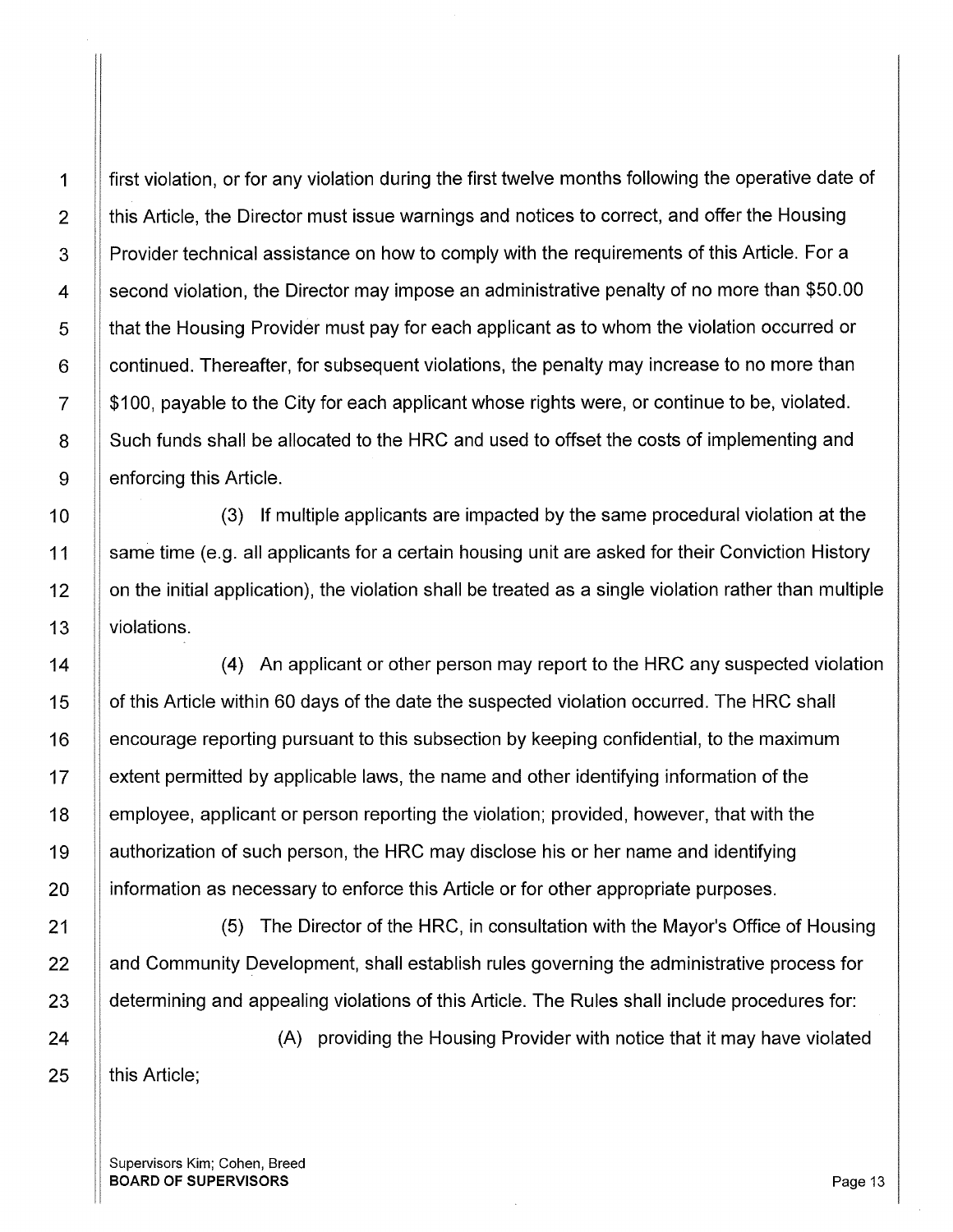first violation, or for any violation during the first twelve months following the operative date of this Article, the Director must issue warnings and notices to correct, and offer the Housing Provider technical assistance on how to comply with the requirements of this Article. For a second violation, the Director may impose an administrative penalty of no more than $50.00 that the Housing Provider must pay for each applicant as to whom the violation occurred or continued. Thereafter, for subsequent violations, the penalty may increase to no more than $100, payable to the City for each applicant whose rights were, or continue to be, violated. Such funds shall be allocated to the HRC and used to offset the costs of implementing and enforcing this Article.

(3) If multiple applicants are impacted by the same procedural violation at the same time (e.g. all applicants for a certain housing unit are asked for their Conviction History on the initial application), the violation shall be treated as a single violation rather than multiple violations.

(4) An applicant or other person may report to the HRC any suspected violation of this Article within 60 days of the date the suspected violation occurred. The HRC shall encourage reporting pursuant to this subsection by keeping confidential, to the maximum extent permitted by applicable laws, the name and other identifying information of the employee, applicant or person reporting the violation; provided, however, that with the authorization of such person, the HRC may disclose his or her name and identifying information as necessary to enforce this Article or for other appropriate purposes.

(5) The Director of the HRC, in consultation with the Mayor's Office of Housing and Community Development, shall establish rules governing the administrative process for determining and appealing violations of this Article. The Rules shall include procedures for:

(A) providing the Housing Provider with notice that it may have violated this Article;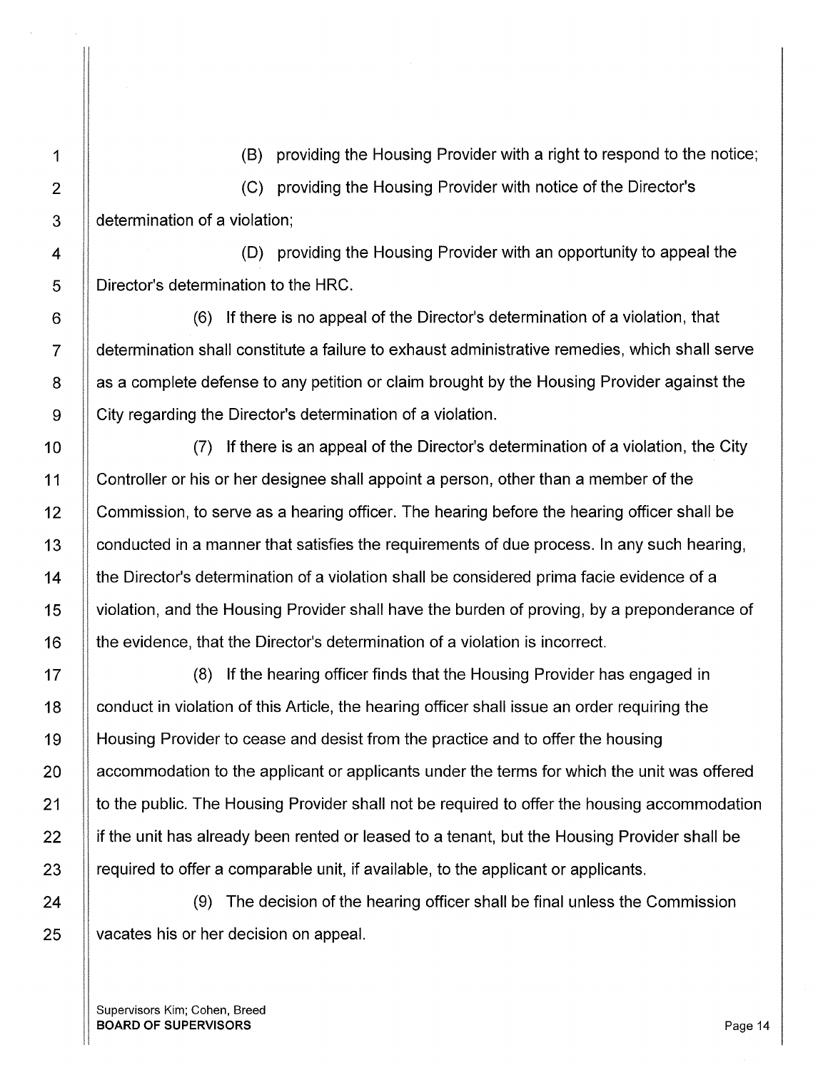(B) providing the Housing Provider with a right to respond to the notice;

(C) providing the Housing Provider with notice of the Director's determination of a violation;

(D) providing the Housing Provider with an opportunity to appeal the Director's determination to the HRC.

(6) If there is no appeal of the Director's determination of a violation, that determination shall constitute a failure to exhaust administrative remedies, which shall serve as a complete defense to any petition or claim brought by the Housing Provider against the City regarding the Director's determination of a violation.

(7) If there is an appeal of the Director's determination of a violation, the City Controller or his or her designee shall appoint a person, other than a member of the Commission, to serve as a hearing officer. The hearing before the hearing officer shall be conducted in a manner that satisfies the requirements of due process. In any such hearing, the Director's determination of a violation shall be considered prima facie evidence of a violation, and the Housing Provider shall have the burden of proving, by a preponderance of the evidence, that the Director's determination of a violation is incorrect.

(8) If the hearing officer finds that the Housing Provider has engaged in conduct in violation of this Article, the hearing officer shall issue an order requiring the Housing Provider to cease and desist from the practice and to offer the housing accommodation to the applicant or applicants under the terms for which the unit was offered to the public. The Housing Provider shall not be required to offer the housing accommodation if the unit has already been rented or leased to a tenant, but the Housing Provider shall be required to offer a comparable unit, if available, to the applicant or applicants.

(9) The decision of the hearing officer shall be final unless the Commission vacates his or her decision on appeal.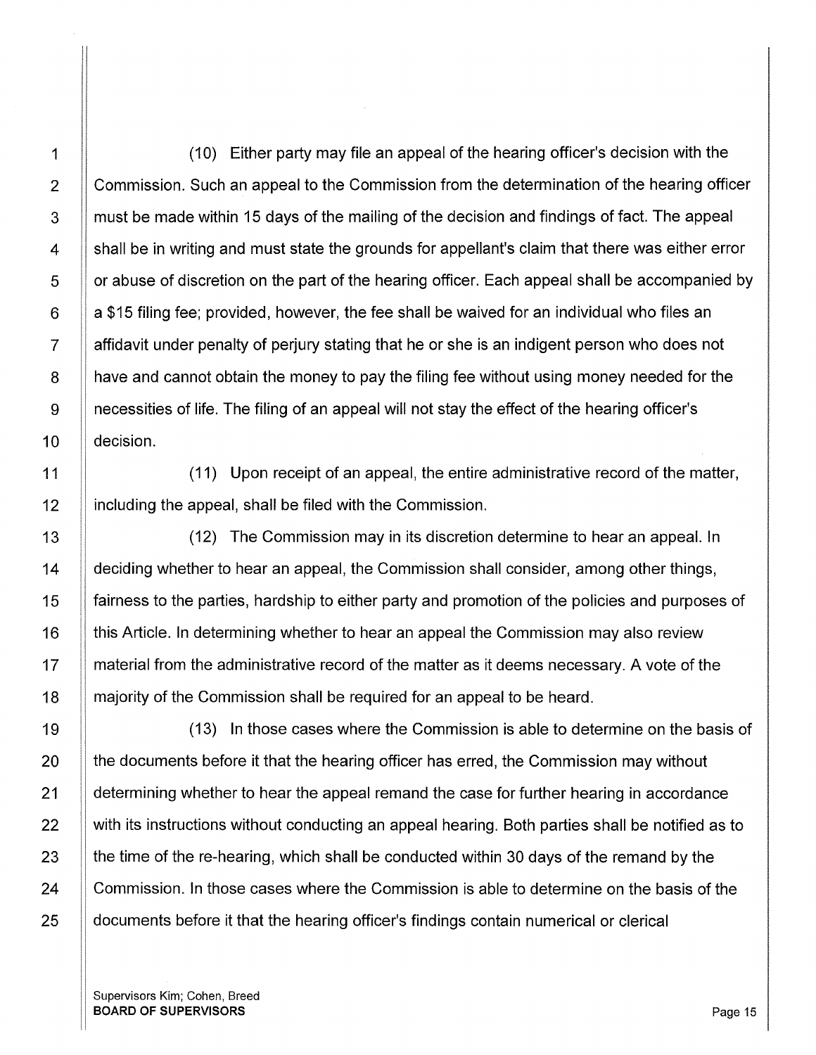(10) Either party may file an appeal of the hearing officer's decision with the Commission. Such an appeal to the Commission from the determination of the hearing officer must be made within 15 days of the mailing of the decision and findings of fact. The appeal shall be in writing and must state the grounds for appellant's claim that there was either error or abuse of discretion on the part of the hearing officer. Each appeal shall be accompanied by a $15 filing fee; provided, however, the fee shall be waived for an individual who files an affidavit under penalty of perjury stating that he or she is an indigent person who does not have and cannot obtain the money to pay the filing fee without using money needed for the necessities of life. The filing of an appeal will not stay the effect of the hearing officer's decision.

(11) Upon receipt of an appeal, the entire administrative record of the matter, including the appeal, shall be filed with the Commission.

(12) The Commission may in its discretion determine to hear an appeal. In deciding whether to hear an appeal, the Commission shall consider, among other things, fairness to the parties, hardship to either party and promotion of the policies and purposes of this Article. In determining whether to hear an appeal the Commission may also review material from the administrative record of the matter as it deems necessary. A vote of the majority of the Commission shall be required for an appeal to be heard.

(13) In those cases where the Commission is able to determine on the basis of the documents before it that the hearing officer has erred, the Commission may without determining whether to hear the appeal remand the case for further hearing in accordance with its instructions without conducting an appeal hearing. Both parties shall be notified as to the time of the re-hearing, which shall be conducted within 30 days of the remand by the Commission. In those cases where the Commission is able to determine on the basis of the documents before it that the hearing officer's findings contain numerical or clerical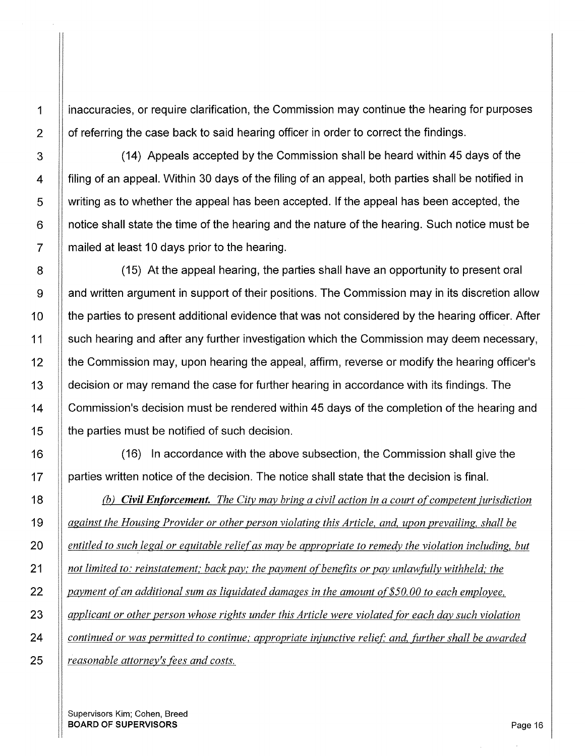inaccuracies, or require clarification, the Commission may continue the hearing for purposes of referring the case back to said hearing officer in order to correct the findings.

(14) Appeals accepted by the Commission shall be heard within 45 days of the filing of an appeal. Within 30 days of the filing of an appeal, both parties shall be notified in writing as to whether the appeal has been accepted. If the appeal has been accepted, the notice shall state the time of the hearing and the nature of the hearing. Such notice must be mailed at least 10 days prior to the hearing.

(15) At the appeal hearing, the parties shall have an opportunity to present oral and written argument in support of their positions. The Commission may in its discretion allow the parties to present additional evidence that was not considered by the hearing officer. After such hearing and after any further investigation which the Commission may deem necessary, the Commission may, upon hearing the appeal, affirm, reverse or modify the hearing officer's decision or may remand the case for further hearing in accordance with its findings. The Commission's decision must be rendered within 45 days of the completion of the hearing and the parties must be notified of such decision.

(16) In accordance with the above subsection, the Commission shall give the parties written notice of the decision. The notice shall state that the decision is final.

*(b)* ***Civil Enforcement.*** *The City may bring a civil action in a court of competent jurisdiction against the Housing Provider or other person violating this Article, and, upon prevailing, shall be entitled to such legal or equitable relief as may be appropriate to remedy the violation including, but not limited to: reinstatement; back pay; the payment of benefits or pay unlawfully withheld; the payment of an additional sum as liquidated damages in the amount of $50.00 to each employee, applicant or other person whose rights under this Article were violated for each day such violation continued or was permitted to continue; appropriate injunctive relief; and, further shall be awarded reasonable attorney's fees and costs.*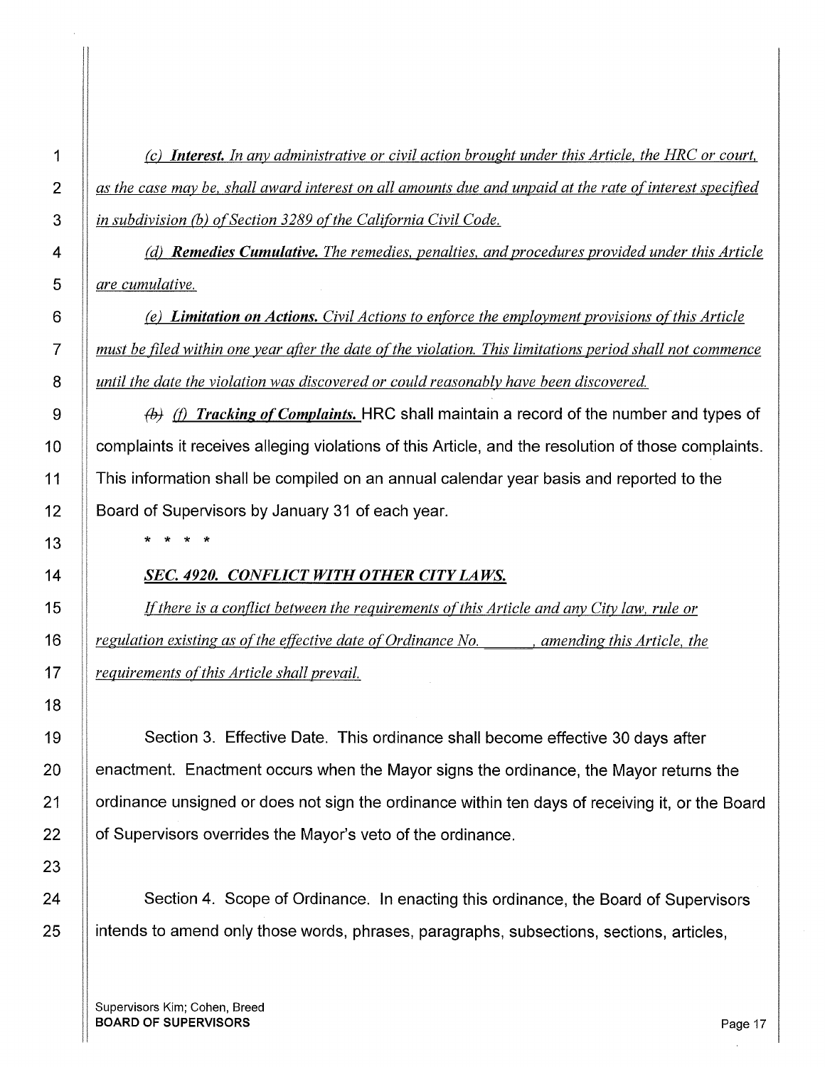*(c) **Interest.** In any administrative or civil action brought under this Article, the HRC or court, as the case may be, shall award interest on all amounts due and unpaid at the rate of interest specified in subdivision (b) of Section 3289 of the California Civil Code.*

*(d) **Remedies Cumulative.** The remedies, penalties, and procedures provided under this Article are cumulative.*

*(e) **Limitation on Actions.** Civil Actions to enforce the employment provisions of this Article must be filed within one year after the date of the violation. This limitations period shall not commence until the date the violation was discovered or could reasonably have been discovered.*

~~(b)~~ *(f) **Tracking of Complaints.*** HRC shall maintain a record of the number and types of complaints it receives alleging violations of this Article, and the resolution of those complaints. This information shall be compiled on an annual calendar year basis and reported to the Board of Supervisors by January 31 of each year.

\* \* \* \*

***SEC. 4920. CONFLICT WITH OTHER CITY LAWS.***

*If there is a conflict between the requirements of this Article and any City law, rule or regulation existing as of the effective date of Ordinance No. \_\_\_\_\_\_, amending this Article, the requirements of this Article shall prevail.*

Section 3. Effective Date. This ordinance shall become effective 30 days after enactment. Enactment occurs when the Mayor signs the ordinance, the Mayor returns the ordinance unsigned or does not sign the ordinance within ten days of receiving it, or the Board of Supervisors overrides the Mayor's veto of the ordinance.

Section 4. Scope of Ordinance. In enacting this ordinance, the Board of Supervisors intends to amend only those words, phrases, paragraphs, subsections, sections, articles,

Supervisors Kim; Cohen, Breed
**BOARD OF SUPERVISORS**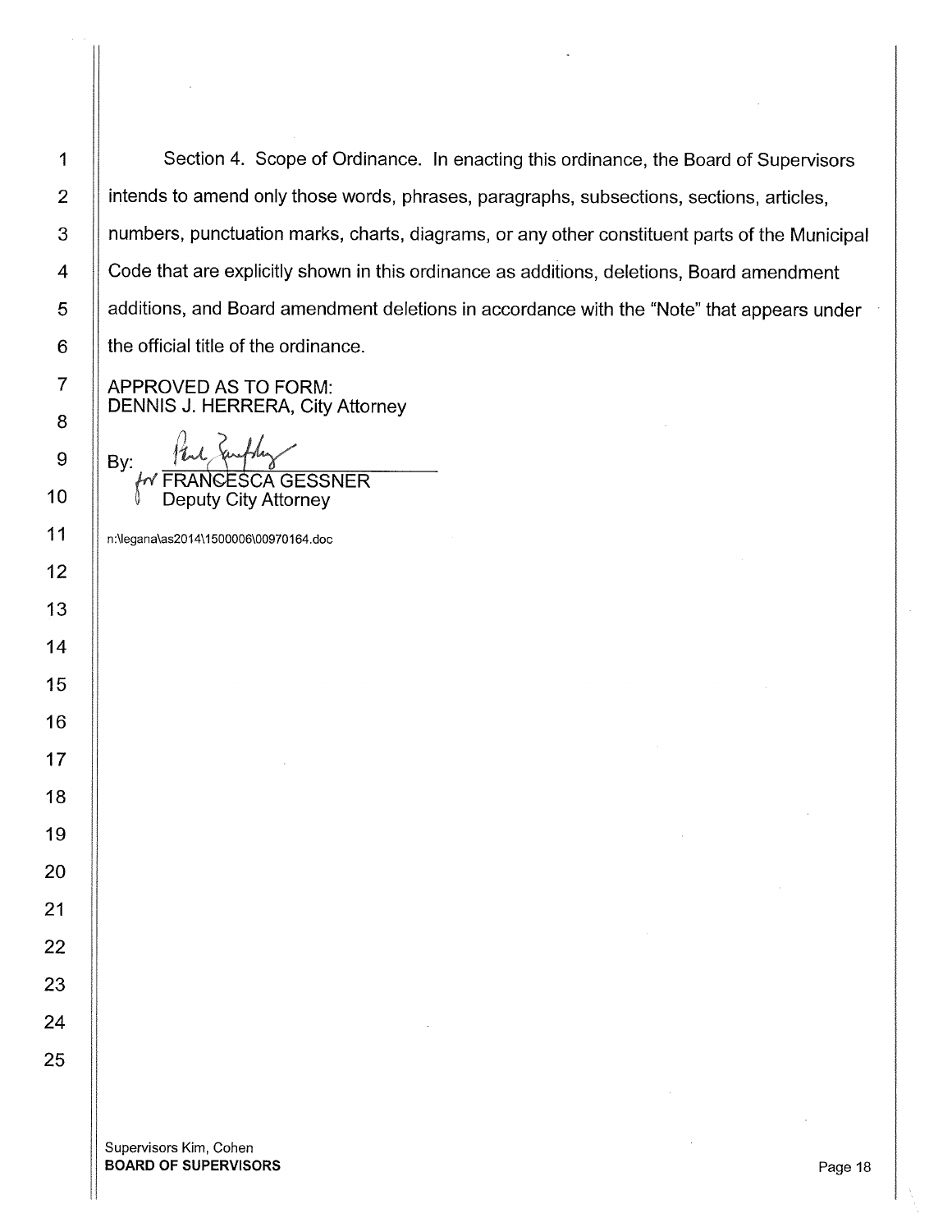Section 4. Scope of Ordinance. In enacting this ordinance, the Board of Supervisors intends to amend only those words, phrases, paragraphs, subsections, sections, articles, numbers, punctuation marks, charts, diagrams, or any other constituent parts of the Municipal Code that are explicitly shown in this ordinance as additions, deletions, Board amendment additions, and Board amendment deletions in accordance with the "Note" that appears under the official title of the ordinance.

APPROVED AS TO FORM:
DENNIS J. HERRERA, City Attorney

By: ______________________
for FRANCESCA GESSNER
Deputy City Attorney

n:\legana\as2014\1500006\00970164.doc

Supervisors Kim, Cohen
**BOARD OF SUPERVISORS**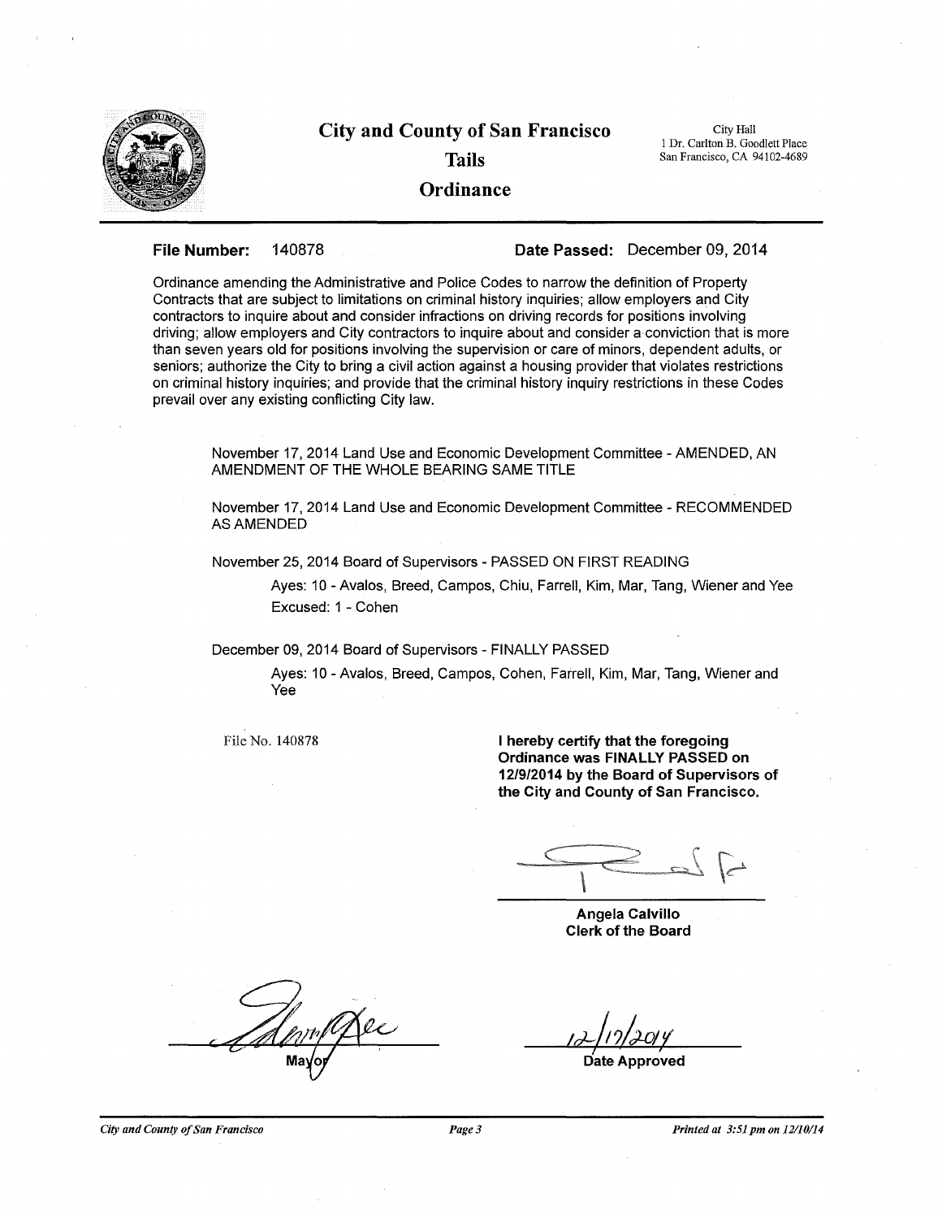# City and County of San Francisco

## Tails

## Ordinance

City Hall
1 Dr. Carlton B. Goodlett Place
San Francisco, CA 94102-4689

**File Number:** 140878 **Date Passed:** December 09, 2014

Ordinance amending the Administrative and Police Codes to narrow the definition of Property Contracts that are subject to limitations on criminal history inquiries; allow employers and City contractors to inquire about and consider infractions on driving records for positions involving driving; allow employers and City contractors to inquire about and consider a conviction that is more than seven years old for positions involving the supervision or care of minors, dependent adults, or seniors; authorize the City to bring a civil action against a housing provider that violates restrictions on criminal history inquiries; and provide that the criminal history inquiry restrictions in these Codes prevail over any existing conflicting City law.

November 17, 2014 Land Use and Economic Development Committee - AMENDED, AN AMENDMENT OF THE WHOLE BEARING SAME TITLE

November 17, 2014 Land Use and Economic Development Committee - RECOMMENDED AS AMENDED

November 25, 2014 Board of Supervisors - PASSED ON FIRST READING

Ayes: 10 - Avalos, Breed, Campos, Chiu, Farrell, Kim, Mar, Tang, Wiener and Yee
Excused: 1 - Cohen

December 09, 2014 Board of Supervisors - FINALLY PASSED

Ayes: 10 - Avalos, Breed, Campos, Cohen, Farrell, Kim, Mar, Tang, Wiener and Yee

File No. 140878

**I hereby certify that the foregoing Ordinance was FINALLY PASSED on 12/9/2014 by the Board of Supervisors of the City and County of San Francisco.**

**Angela Calvillo**
**Clerk of the Board**

Mayor

12/17/2014
Date Approved